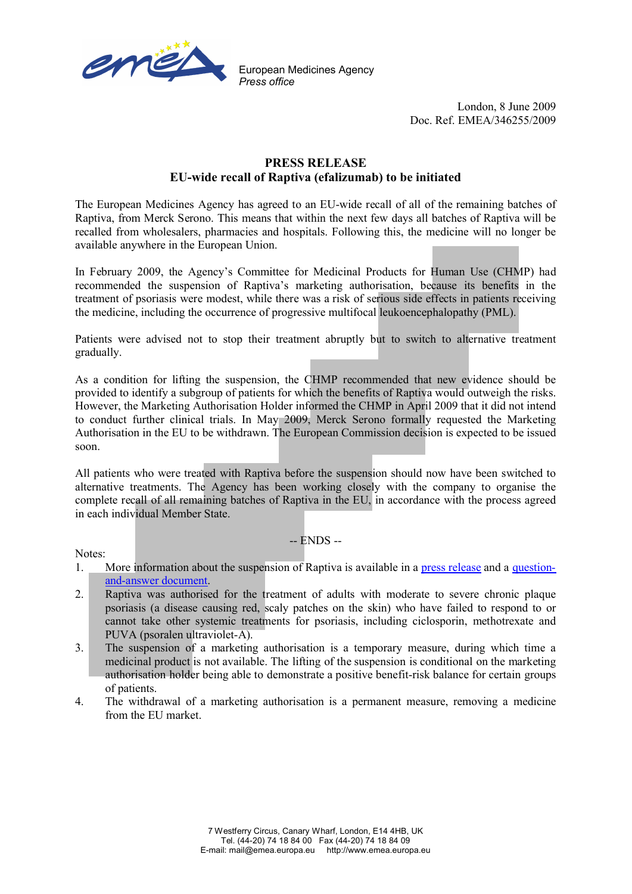European Medicines Agency
*Press office*

London, 8 June 2009
Doc. Ref. EMEA/346255/2009

**PRESS RELEASE**
**EU-wide recall of Raptiva (efalizumab) to be initiated**

The European Medicines Agency has agreed to an EU-wide recall of all of the remaining batches of Raptiva, from Merck Serono. This means that within the next few days all batches of Raptiva will be recalled from wholesalers, pharmacies and hospitals. Following this, the medicine will no longer be available anywhere in the European Union.

In February 2009, the Agency's Committee for Medicinal Products for Human Use (CHMP) had recommended the suspension of Raptiva's marketing authorisation, because its benefits in the treatment of psoriasis were modest, while there was a risk of serious side effects in patients receiving the medicine, including the occurrence of progressive multifocal leukoencephalopathy (PML).

Patients were advised not to stop their treatment abruptly but to switch to alternative treatment gradually.

As a condition for lifting the suspension, the CHMP recommended that new evidence should be provided to identify a subgroup of patients for which the benefits of Raptiva would outweigh the risks. However, the Marketing Authorisation Holder informed the CHMP in April 2009 that it did not intend to conduct further clinical trials. In May 2009, Merck Serono formally requested the Marketing Authorisation in the EU to be withdrawn. The European Commission decision is expected to be issued soon.

All patients who were treated with Raptiva before the suspension should now have been switched to alternative treatments. The Agency has been working closely with the company to organise the complete recall of all remaining batches of Raptiva in the EU, in accordance with the process agreed in each individual Member State.

-- ENDS --

Notes:

1. More information about the suspension of Raptiva is available in a press release and a question-and-answer document.
2. Raptiva was authorised for the treatment of adults with moderate to severe chronic plaque psoriasis (a disease causing red, scaly patches on the skin) who have failed to respond to or cannot take other systemic treatments for psoriasis, including ciclosporin, methotrexate and PUVA (psoralen ultraviolet-A).
3. The suspension of a marketing authorisation is a temporary measure, during which time a medicinal product is not available. The lifting of the suspension is conditional on the marketing authorisation holder being able to demonstrate a positive benefit-risk balance for certain groups of patients.
4. The withdrawal of a marketing authorisation is a permanent measure, removing a medicine from the EU market.

7 Westferry Circus, Canary Wharf, London, E14 4HB, UK
Tel. (44-20) 74 18 84 00 Fax (44-20) 74 18 84 09
E-mail: mail@emea.europa.eu http://www.emea.europa.eu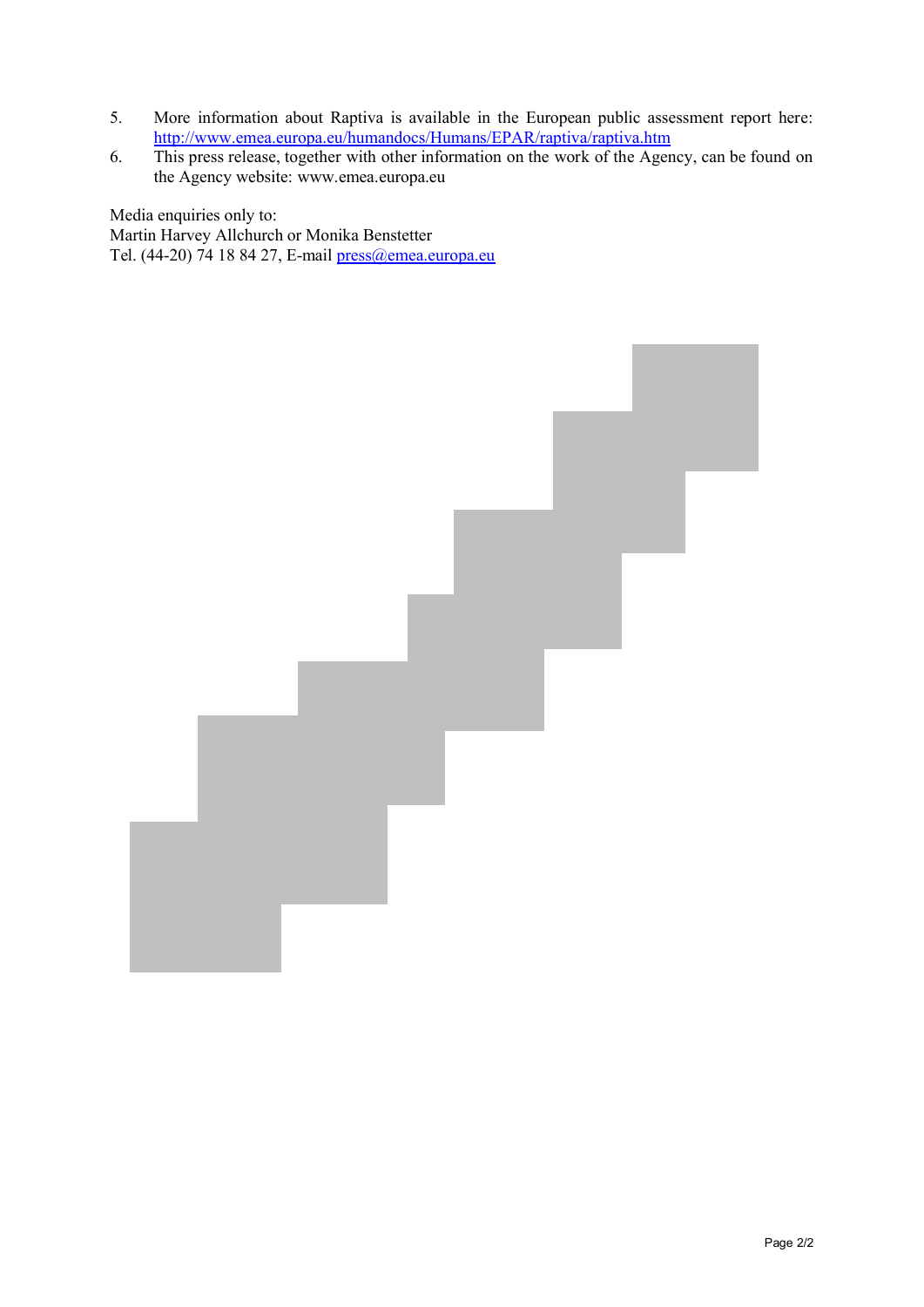5. More information about Raptiva is available in the European public assessment report here: http://www.emea.europa.eu/humandocs/Humans/EPAR/raptiva/raptiva.htm
6. This press release, together with other information on the work of the Agency, can be found on the Agency website: www.emea.europa.eu

Media enquiries only to:
Martin Harvey Allchurch or Monika Benstetter
Tel. (44-20) 74 18 84 27, E-mail press@emea.europa.eu